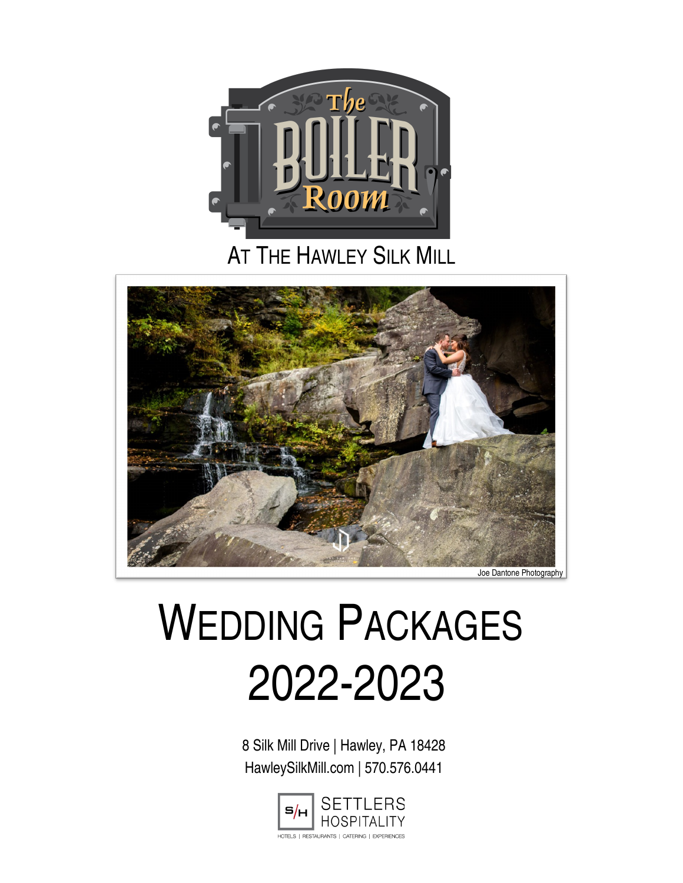# The Boiler Room

At The Hawley Silk Mill

Joe Dantone Photography

# Wedding Packages 2022-2023

8 Silk Mill Drive | Hawley, PA 18428

HawleySilkMill.com | 570.576.0441

Settlers Hospitality

Hotels | Restaurants | Catering | Experiences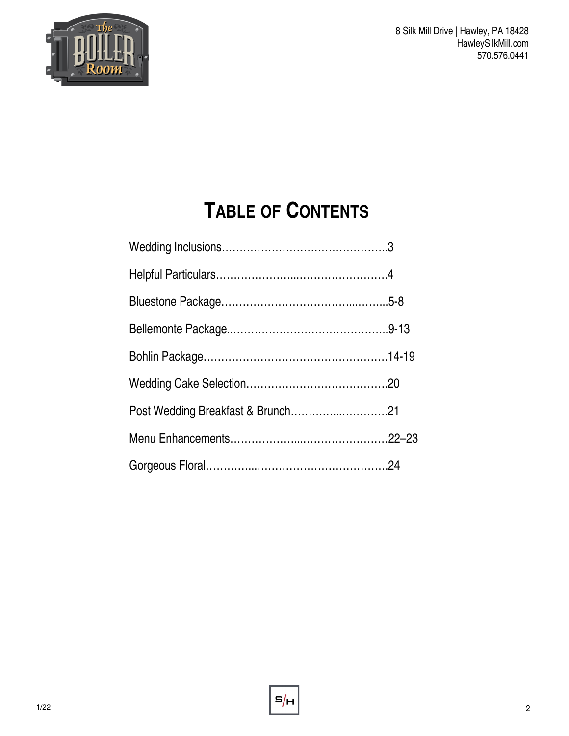8 Silk Mill Drive | Hawley, PA 18428
HawleySilkMill.com
570.576.0441

# TABLE OF CONTENTS

Wedding Inclusions…………………………………………..3

Helpful Particulars…………………..……………………….4

Bluestone Package………………………………...……...5-8

Bellemonte Package.……………………………………….9-13

Bohlin Package…………………………………………….14-19

Wedding Cake Selection………………….……………….20

Post Wedding Breakfast & Brunch…………...………….21

Menu Enhancements………………...…………………….22–23

Gorgeous Floral…………...……………………………….24

1/22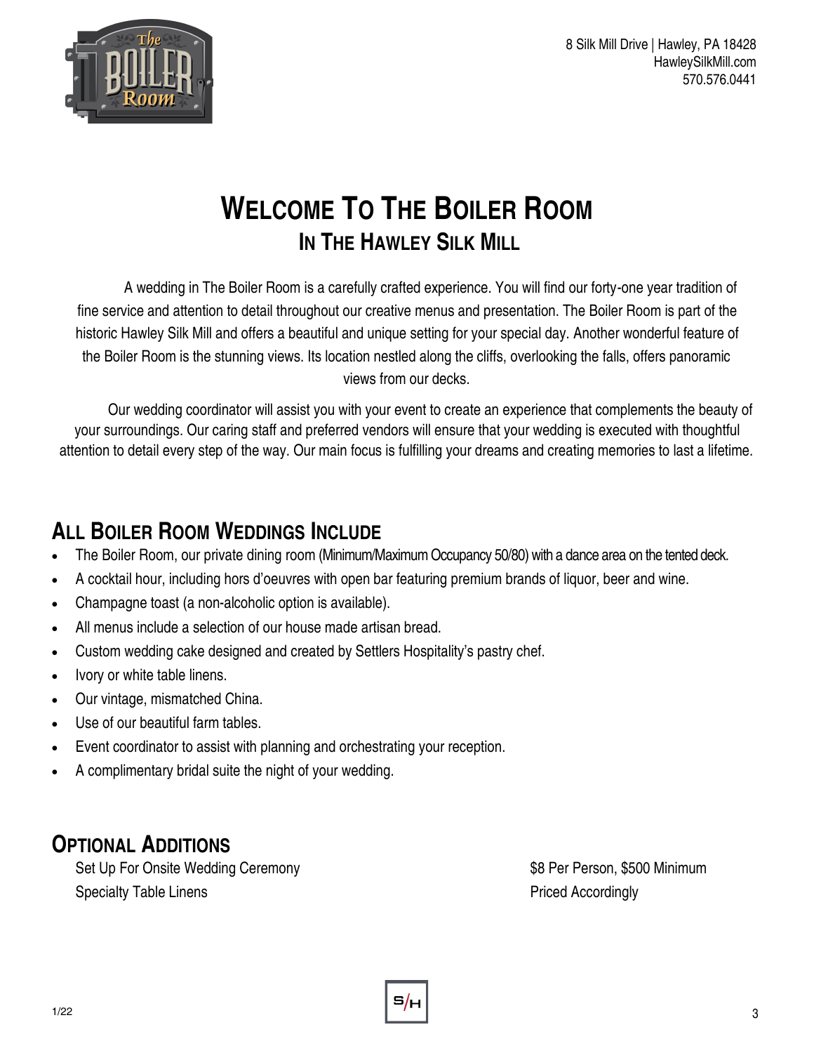8 Silk Mill Drive | Hawley, PA 18428
HawleySilkMill.com
570.576.0441

# Welcome To The Boiler Room
## In The Hawley Silk Mill

A wedding in The Boiler Room is a carefully crafted experience. You will find our forty-one year tradition of fine service and attention to detail throughout our creative menus and presentation. The Boiler Room is part of the historic Hawley Silk Mill and offers a beautiful and unique setting for your special day. Another wonderful feature of the Boiler Room is the stunning views. Its location nestled along the cliffs, overlooking the falls, offers panoramic views from our decks.

Our wedding coordinator will assist you with your event to create an experience that complements the beauty of your surroundings. Our caring staff and preferred vendors will ensure that your wedding is executed with thoughtful attention to detail every step of the way. Our main focus is fulfilling your dreams and creating memories to last a lifetime.

## All Boiler Room Weddings Include

- The Boiler Room, our private dining room (Minimum/Maximum Occupancy 50/80) with a dance area on the tented deck.
- A cocktail hour, including hors d'oeuvres with open bar featuring premium brands of liquor, beer and wine.
- Champagne toast (a non-alcoholic option is available).
- All menus include a selection of our house made artisan bread.
- Custom wedding cake designed and created by Settlers Hospitality's pastry chef.
- Ivory or white table linens.
- Our vintage, mismatched China.
- Use of our beautiful farm tables.
- Event coordinator to assist with planning and orchestrating your reception.
- A complimentary bridal suite the night of your wedding.

## Optional Additions

| | |
|---|---|
| Set Up For Onsite Wedding Ceremony | $8 Per Person, $500 Minimum |
| Specialty Table Linens | Priced Accordingly |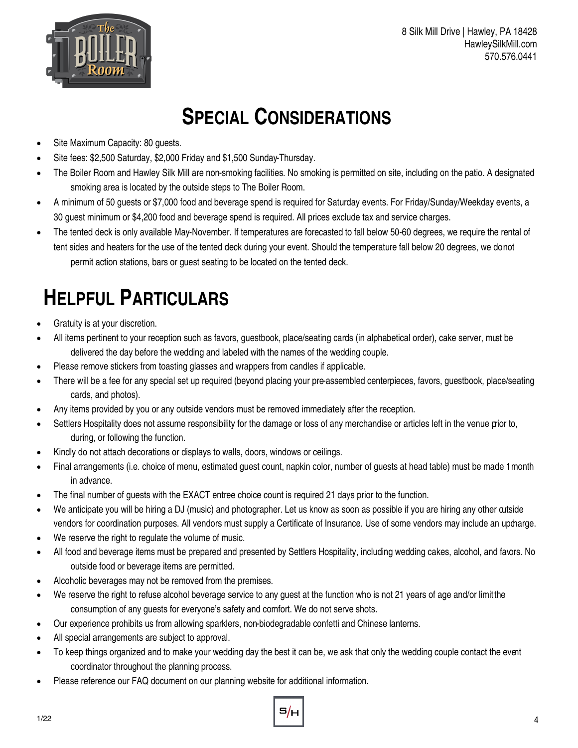8 Silk Mill Drive | Hawley, PA 18428
HawleySilkMill.com
570.576.0441

# Special Considerations

- Site Maximum Capacity: 80 guests.
- Site fees: $2,500 Saturday, $2,000 Friday and $1,500 Sunday-Thursday.
- The Boiler Room and Hawley Silk Mill are non-smoking facilities. No smoking is permitted on site, including on the patio. A designated smoking area is located by the outside steps to The Boiler Room.
- A minimum of 50 guests or $7,000 food and beverage spend is required for Saturday events. For Friday/Sunday/Weekday events, a 30 guest minimum or $4,200 food and beverage spend is required. All prices exclude tax and service charges.
- The tented deck is only available May-November. If temperatures are forecasted to fall below 50-60 degrees, we require the rental of tent sides and heaters for the use of the tented deck during your event. Should the temperature fall below 20 degrees, we donot permit action stations, bars or guest seating to be located on the tented deck.

# Helpful Particulars

- Gratuity is at your discretion.
- All items pertinent to your reception such as favors, guestbook, place/seating cards (in alphabetical order), cake server, must be delivered the day before the wedding and labeled with the names of the wedding couple.
- Please remove stickers from toasting glasses and wrappers from candles if applicable.
- There will be a fee for any special set up required (beyond placing your pre-assembled centerpieces, favors, guestbook, place/seating cards, and photos).
- Any items provided by you or any outside vendors must be removed immediately after the reception.
- Settlers Hospitality does not assume responsibility for the damage or loss of any merchandise or articles left in the venue prior to, during, or following the function.
- Kindly do not attach decorations or displays to walls, doors, windows or ceilings.
- Final arrangements (i.e. choice of menu, estimated guest count, napkin color, number of guests at head table) must be made 1 month in advance.
- The final number of guests with the EXACT entree choice count is required 21 days prior to the function.
- We anticipate you will be hiring a DJ (music) and photographer. Let us know as soon as possible if you are hiring any other outside vendors for coordination purposes. All vendors must supply a Certificate of Insurance. Use of some vendors may include an upcharge.
- We reserve the right to regulate the volume of music.
- All food and beverage items must be prepared and presented by Settlers Hospitality, including wedding cakes, alcohol, and favors. No outside food or beverage items are permitted.
- Alcoholic beverages may not be removed from the premises.
- We reserve the right to refuse alcohol beverage service to any guest at the function who is not 21 years of age and/or limit the consumption of any guests for everyone's safety and comfort. We do not serve shots.
- Our experience prohibits us from allowing sparklers, non-biodegradable confetti and Chinese lanterns.
- All special arrangements are subject to approval.
- To keep things organized and to make your wedding day the best it can be, we ask that only the wedding couple contact the event coordinator throughout the planning process.
- Please reference our FAQ document on our planning website for additional information.

1/22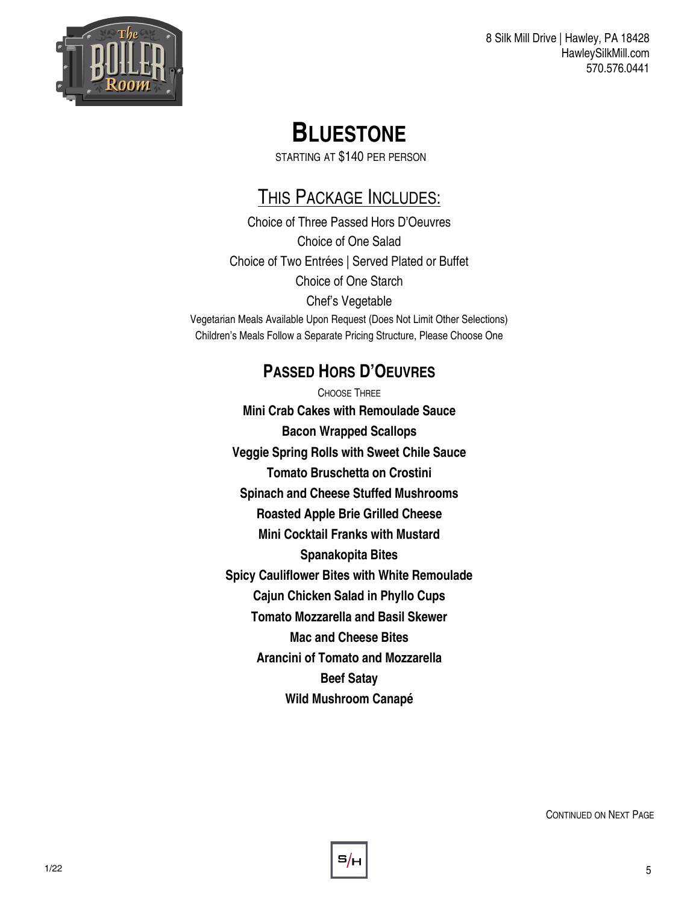8 Silk Mill Drive | Hawley, PA 18428
HawleySilkMill.com
570.576.0441

# Bluestone

Starting at $140 per person

## This Package Includes:

Choice of Three Passed Hors D'Oeuvres
Choice of One Salad
Choice of Two Entrées | Served Plated or Buffet
Choice of One Starch
Chef's Vegetable
Vegetarian Meals Available Upon Request (Does Not Limit Other Selections)
Children's Meals Follow a Separate Pricing Structure, Please Choose One

## Passed Hors D'Oeuvres

Choose Three

**Mini Crab Cakes with Remoulade Sauce**
**Bacon Wrapped Scallops**
**Veggie Spring Rolls with Sweet Chile Sauce**
**Tomato Bruschetta on Crostini**
**Spinach and Cheese Stuffed Mushrooms**
**Roasted Apple Brie Grilled Cheese**
**Mini Cocktail Franks with Mustard**
**Spanakopita Bites**
**Spicy Cauliflower Bites with White Remoulade**
**Cajun Chicken Salad in Phyllo Cups**
**Tomato Mozzarella and Basil Skewer**
**Mac and Cheese Bites**
**Arancini of Tomato and Mozzarella**
**Beef Satay**
**Wild Mushroom Canapé**

Continued on Next Page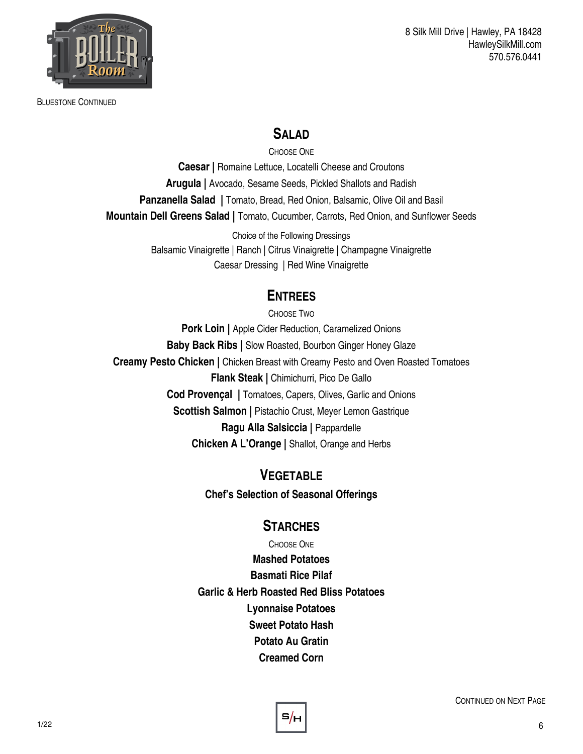Bluestone Continued

## Salad

Choose One

**Caesar |** Romaine Lettuce, Locatelli Cheese and Croutons

**Arugula |** Avocado, Sesame Seeds, Pickled Shallots and Radish

**Panzanella Salad |** Tomato, Bread, Red Onion, Balsamic, Olive Oil and Basil

**Mountain Dell Greens Salad |** Tomato, Cucumber, Carrots, Red Onion, and Sunflower Seeds

Choice of the Following Dressings

Balsamic Vinaigrette | Ranch | Citrus Vinaigrette | Champagne Vinaigrette

Caesar Dressing | Red Wine Vinaigrette

## Entrees

Choose Two

**Pork Loin |** Apple Cider Reduction, Caramelized Onions

**Baby Back Ribs |** Slow Roasted, Bourbon Ginger Honey Glaze

**Creamy Pesto Chicken |** Chicken Breast with Creamy Pesto and Oven Roasted Tomatoes

**Flank Steak |** Chimichurri, Pico De Gallo

**Cod Provençal |** Tomatoes, Capers, Olives, Garlic and Onions

**Scottish Salmon |** Pistachio Crust, Meyer Lemon Gastrique

**Ragu Alla Salsiccia |** Pappardelle

**Chicken A L'Orange |** Shallot, Orange and Herbs

## Vegetable

**Chef's Selection of Seasonal Offerings**

## Starches

Choose One

**Mashed Potatoes**

**Basmati Rice Pilaf**

**Garlic & Herb Roasted Red Bliss Potatoes**

**Lyonnaise Potatoes**

**Sweet Potato Hash**

**Potato Au Gratin**

**Creamed Corn**

Continued on Next Page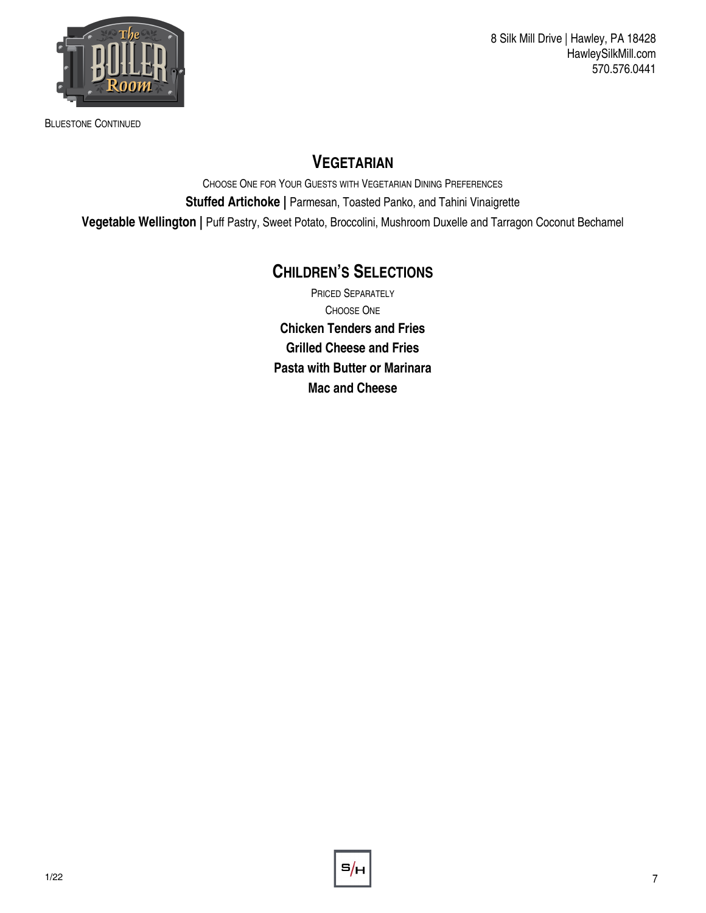8 Silk Mill Drive | Hawley, PA 18428
HawleySilkMill.com
570.576.0441

BLUESTONE CONTINUED

## VEGETARIAN

CHOOSE ONE FOR YOUR GUESTS WITH VEGETARIAN DINING PREFERENCES

**Stuffed Artichoke |** Parmesan, Toasted Panko, and Tahini Vinaigrette

**Vegetable Wellington |** Puff Pastry, Sweet Potato, Broccolini, Mushroom Duxelle and Tarragon Coconut Bechamel

## CHILDREN'S SELECTIONS

PRICED SEPARATELY

CHOOSE ONE

**Chicken Tenders and Fries**

**Grilled Cheese and Fries**

**Pasta with Butter or Marinara**

**Mac and Cheese**

1/22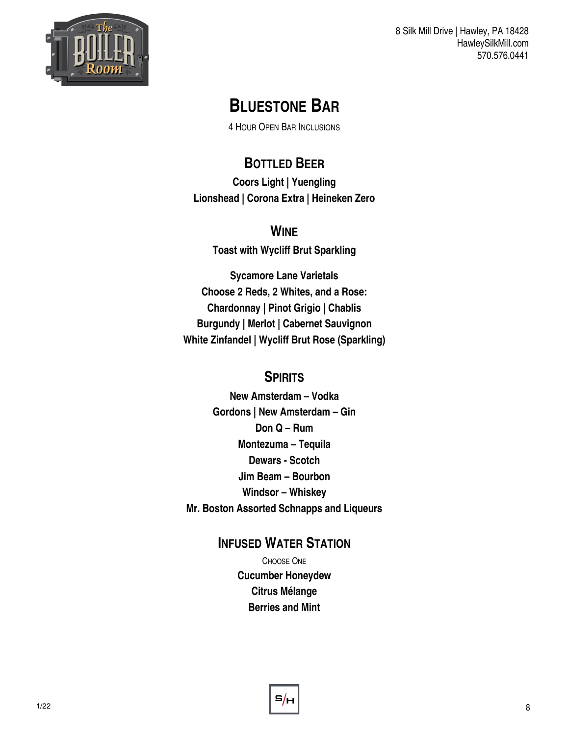8 Silk Mill Drive | Hawley, PA 18428
HawleySilkMill.com
570.576.0441

# Bluestone Bar

4 Hour Open Bar Inclusions

## Bottled Beer

**Coors Light | Yuengling**
**Lionshead | Corona Extra | Heineken Zero**

## Wine

**Toast with Wycliff Brut Sparkling**

**Sycamore Lane Varietals**
**Choose 2 Reds, 2 Whites, and a Rose:**
**Chardonnay | Pinot Grigio | Chablis**
**Burgundy | Merlot | Cabernet Sauvignon**
**White Zinfandel | Wycliff Brut Rose (Sparkling)**

## Spirits

**New Amsterdam – Vodka**
**Gordons | New Amsterdam – Gin**
**Don Q – Rum**
**Montezuma – Tequila**
**Dewars - Scotch**
**Jim Beam – Bourbon**
**Windsor – Whiskey**
**Mr. Boston Assorted Schnapps and Liqueurs**

## Infused Water Station

Choose One

**Cucumber Honeydew**
**Citrus Mélange**
**Berries and Mint**

1/22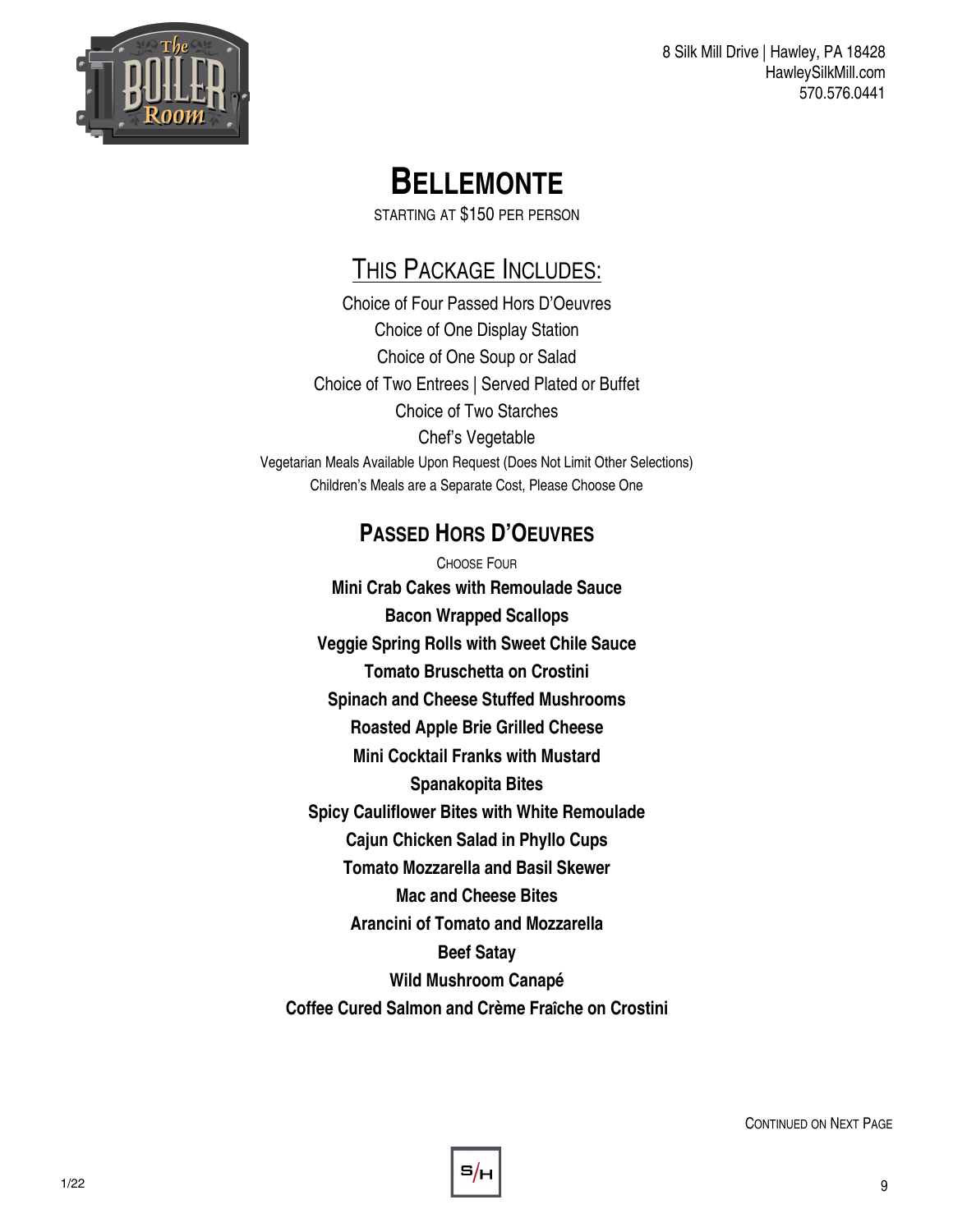8 Silk Mill Drive | Hawley, PA 18428
HawleySilkMill.com
570.576.0441

# Bellemonte

Starting at $150 per person

## This Package Includes:

Choice of Four Passed Hors D'Oeuvres
Choice of One Display Station
Choice of One Soup or Salad
Choice of Two Entrees | Served Plated or Buffet
Choice of Two Starches
Chef's Vegetable
Vegetarian Meals Available Upon Request (Does Not Limit Other Selections)
Children's Meals are a Separate Cost, Please Choose One

## Passed Hors D'Oeuvres

Choose Four

**Mini Crab Cakes with Remoulade Sauce**
**Bacon Wrapped Scallops**
**Veggie Spring Rolls with Sweet Chile Sauce**
**Tomato Bruschetta on Crostini**
**Spinach and Cheese Stuffed Mushrooms**
**Roasted Apple Brie Grilled Cheese**
**Mini Cocktail Franks with Mustard**
**Spanakopita Bites**
**Spicy Cauliflower Bites with White Remoulade**
**Cajun Chicken Salad in Phyllo Cups**
**Tomato Mozzarella and Basil Skewer**
**Mac and Cheese Bites**
**Arancini of Tomato and Mozzarella**
**Beef Satay**
**Wild Mushroom Canapé**
**Coffee Cured Salmon and Crème Fraîche on Crostini**

Continued on Next Page

1/22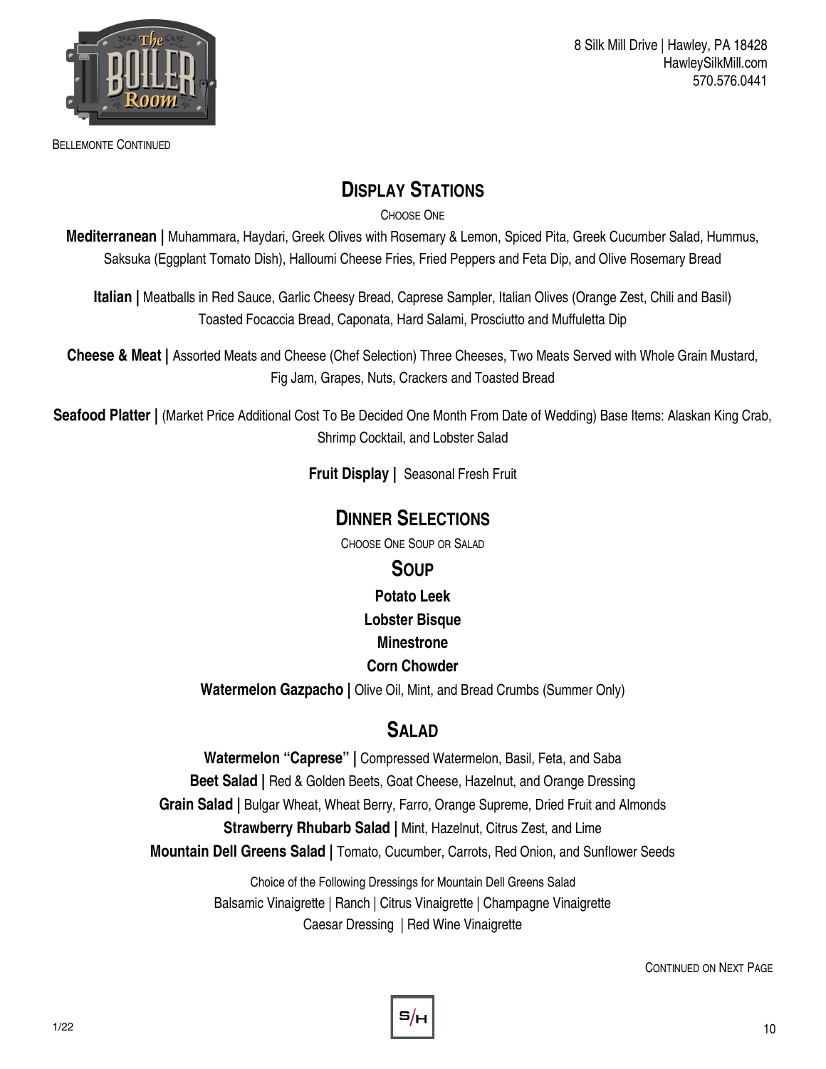Bellemonte Continued

## Display Stations

Choose One

**Mediterranean |** Muhammara, Haydari, Greek Olives with Rosemary & Lemon, Spiced Pita, Greek Cucumber Salad, Hummus, Saksuka (Eggplant Tomato Dish), Halloumi Cheese Fries, Fried Peppers and Feta Dip, and Olive Rosemary Bread

**Italian |** Meatballs in Red Sauce, Garlic Cheesy Bread, Caprese Sampler, Italian Olives (Orange Zest, Chili and Basil) Toasted Focaccia Bread, Caponata, Hard Salami, Prosciutto and Muffuletta Dip

**Cheese & Meat |** Assorted Meats and Cheese (Chef Selection) Three Cheeses, Two Meats Served with Whole Grain Mustard, Fig Jam, Grapes, Nuts, Crackers and Toasted Bread

**Seafood Platter |** (Market Price Additional Cost To Be Decided One Month From Date of Wedding) Base Items: Alaskan King Crab, Shrimp Cocktail, and Lobster Salad

**Fruit Display |** Seasonal Fresh Fruit

## Dinner Selections

Choose One Soup or Salad

### Soup

**Potato Leek**

**Lobster Bisque**

**Minestrone**

**Corn Chowder**

**Watermelon Gazpacho |** Olive Oil, Mint, and Bread Crumbs (Summer Only)

### Salad

**Watermelon "Caprese" |** Compressed Watermelon, Basil, Feta, and Saba

**Beet Salad |** Red & Golden Beets, Goat Cheese, Hazelnut, and Orange Dressing

**Grain Salad |** Bulgar Wheat, Wheat Berry, Farro, Orange Supreme, Dried Fruit and Almonds

**Strawberry Rhubarb Salad |** Mint, Hazelnut, Citrus Zest, and Lime

**Mountain Dell Greens Salad |** Tomato, Cucumber, Carrots, Red Onion, and Sunflower Seeds

Choice of the Following Dressings for Mountain Dell Greens Salad

Balsamic Vinaigrette | Ranch | Citrus Vinaigrette | Champagne Vinaigrette

Caesar Dressing | Red Wine Vinaigrette

Continued on Next Page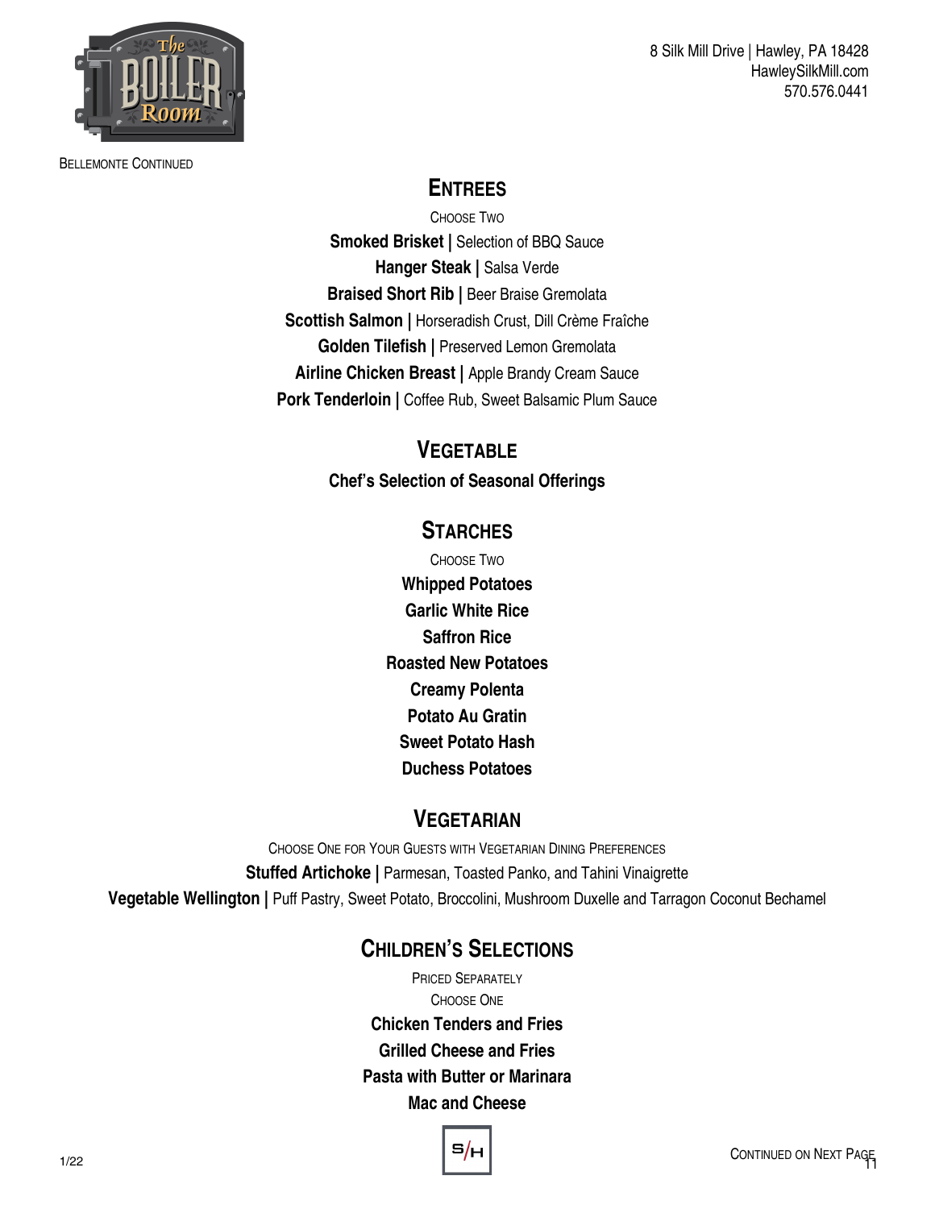Bellemonte Continued

## Entrees

Choose Two

**Smoked Brisket |** Selection of BBQ Sauce

**Hanger Steak |** Salsa Verde

**Braised Short Rib |** Beer Braise Gremolata

**Scottish Salmon |** Horseradish Crust, Dill Crème Fraîche

**Golden Tilefish |** Preserved Lemon Gremolata

**Airline Chicken Breast |** Apple Brandy Cream Sauce

**Pork Tenderloin |** Coffee Rub, Sweet Balsamic Plum Sauce

## Vegetable

**Chef's Selection of Seasonal Offerings**

## Starches

Choose Two

**Whipped Potatoes**

**Garlic White Rice**

**Saffron Rice**

**Roasted New Potatoes**

**Creamy Polenta**

**Potato Au Gratin**

**Sweet Potato Hash**

**Duchess Potatoes**

## Vegetarian

Choose One for Your Guests with Vegetarian Dining Preferences

**Stuffed Artichoke |** Parmesan, Toasted Panko, and Tahini Vinaigrette

**Vegetable Wellington |** Puff Pastry, Sweet Potato, Broccolini, Mushroom Duxelle and Tarragon Coconut Bechamel

## Children's Selections

Priced Separately

Choose One

**Chicken Tenders and Fries**

**Grilled Cheese and Fries**

**Pasta with Butter or Marinara**

**Mac and Cheese**

Continued on Next Page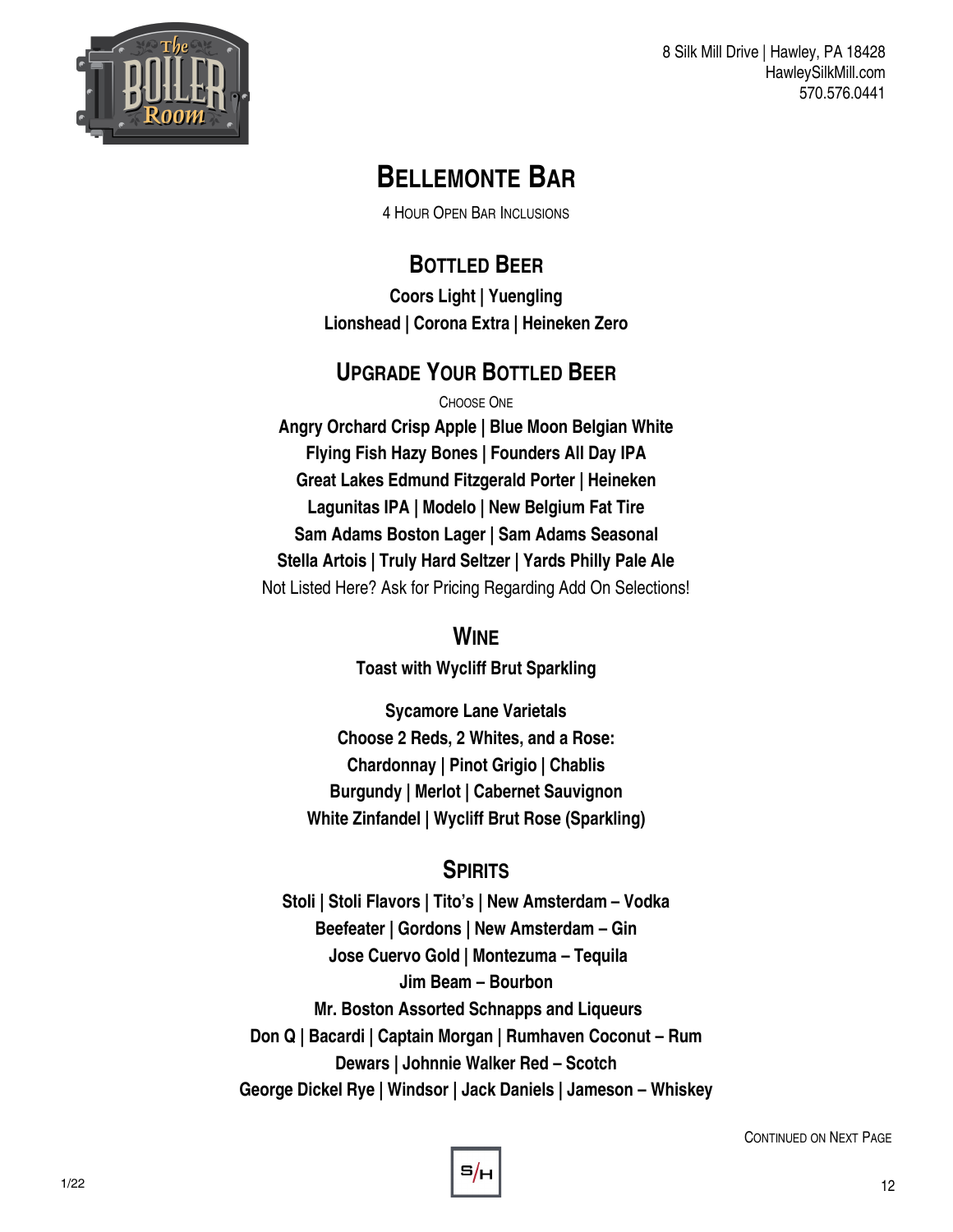# Bellemonte Bar

4 Hour Open Bar Inclusions

## Bottled Beer

**Coors Light | Yuengling**
**Lionshead | Corona Extra | Heineken Zero**

## Upgrade Your Bottled Beer

Choose One

**Angry Orchard Crisp Apple | Blue Moon Belgian White**
**Flying Fish Hazy Bones | Founders All Day IPA**
**Great Lakes Edmund Fitzgerald Porter | Heineken**
**Lagunitas IPA | Modelo | New Belgium Fat Tire**
**Sam Adams Boston Lager | Sam Adams Seasonal**
**Stella Artois | Truly Hard Seltzer | Yards Philly Pale Ale**

Not Listed Here? Ask for Pricing Regarding Add On Selections!

## Wine

**Toast with Wycliff Brut Sparkling**

**Sycamore Lane Varietals**
**Choose 2 Reds, 2 Whites, and a Rose:**
**Chardonnay | Pinot Grigio | Chablis**
**Burgundy | Merlot | Cabernet Sauvignon**
**White Zinfandel | Wycliff Brut Rose (Sparkling)**

## Spirits

**Stoli | Stoli Flavors | Tito's | New Amsterdam – Vodka**
**Beefeater | Gordons | New Amsterdam – Gin**
**Jose Cuervo Gold | Montezuma – Tequila**
**Jim Beam – Bourbon**
**Mr. Boston Assorted Schnapps and Liqueurs**
**Don Q | Bacardi | Captain Morgan | Rumhaven Coconut – Rum**
**Dewars | Johnnie Walker Red – Scotch**
**George Dickel Rye | Windsor | Jack Daniels | Jameson – Whiskey**

Continued on Next Page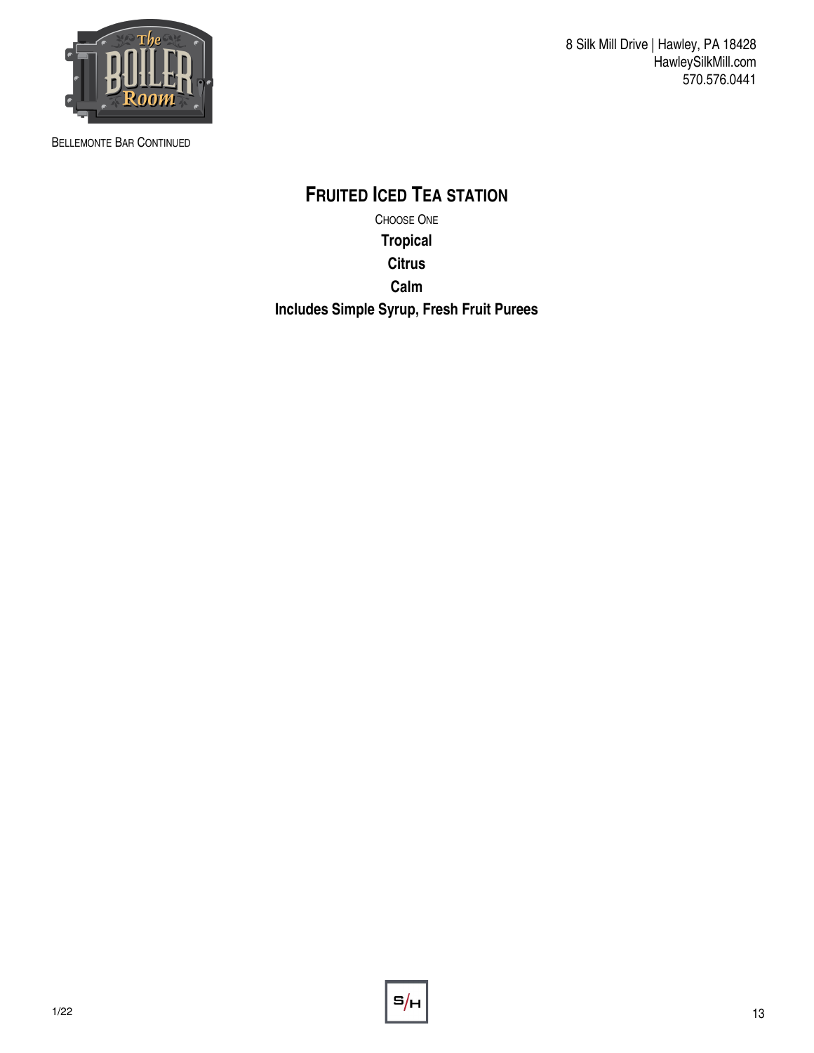8 Silk Mill Drive | Hawley, PA 18428
HawleySilkMill.com
570.576.0441

BELLEMONTE BAR CONTINUED

## FRUITED ICED TEA STATION

CHOOSE ONE

**Tropical**

**Citrus**

**Calm**

**Includes Simple Syrup, Fresh Fruit Purees**

1/22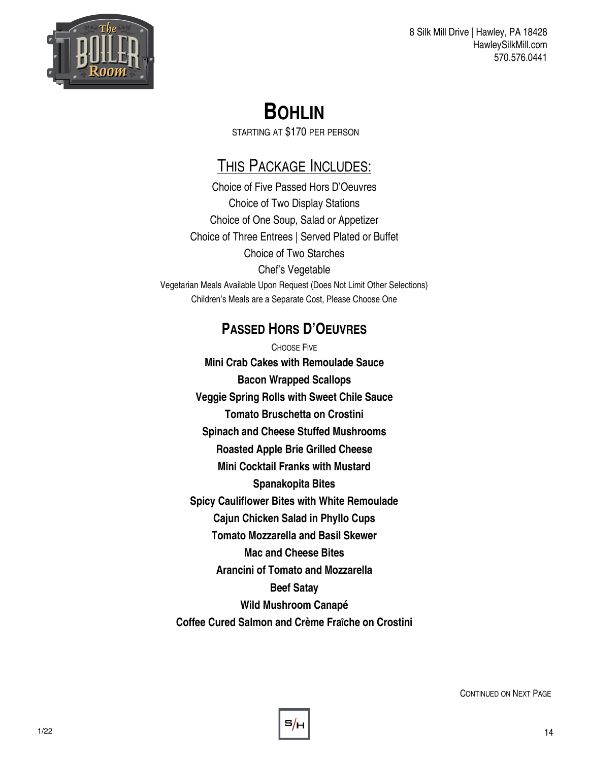8 Silk Mill Drive | Hawley, PA 18428
HawleySilkMill.com
570.576.0441

# BOHLIN

STARTING AT $170 PER PERSON

## THIS PACKAGE INCLUDES:

Choice of Five Passed Hors D'Oeuvres
Choice of Two Display Stations
Choice of One Soup, Salad or Appetizer
Choice of Three Entrees | Served Plated or Buffet
Choice of Two Starches
Chef's Vegetable
Vegetarian Meals Available Upon Request (Does Not Limit Other Selections)
Children's Meals are a Separate Cost, Please Choose One

## PASSED HORS D'OEUVRES

CHOOSE FIVE

**Mini Crab Cakes with Remoulade Sauce**
**Bacon Wrapped Scallops**
**Veggie Spring Rolls with Sweet Chile Sauce**
**Tomato Bruschetta on Crostini**
**Spinach and Cheese Stuffed Mushrooms**
**Roasted Apple Brie Grilled Cheese**
**Mini Cocktail Franks with Mustard**
**Spanakopita Bites**
**Spicy Cauliflower Bites with White Remoulade**
**Cajun Chicken Salad in Phyllo Cups**
**Tomato Mozzarella and Basil Skewer**
**Mac and Cheese Bites**
**Arancini of Tomato and Mozzarella**
**Beef Satay**
**Wild Mushroom Canapé**
**Coffee Cured Salmon and Crème Fraîche on Crostini**

CONTINUED ON NEXT PAGE

1/22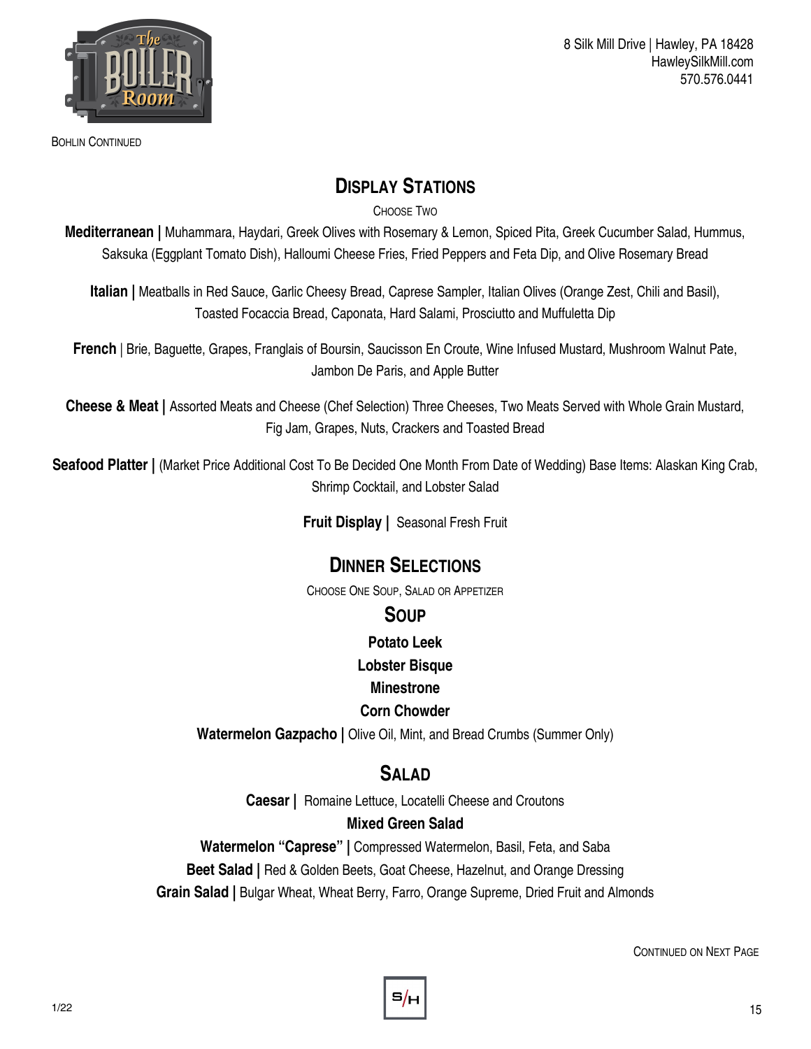Bohlin Continued

## Display Stations

Choose Two

**Mediterranean |** Muhammara, Haydari, Greek Olives with Rosemary & Lemon, Spiced Pita, Greek Cucumber Salad, Hummus, Saksuka (Eggplant Tomato Dish), Halloumi Cheese Fries, Fried Peppers and Feta Dip, and Olive Rosemary Bread

**Italian |** Meatballs in Red Sauce, Garlic Cheesy Bread, Caprese Sampler, Italian Olives (Orange Zest, Chili and Basil), Toasted Focaccia Bread, Caponata, Hard Salami, Prosciutto and Muffuletta Dip

**French** | Brie, Baguette, Grapes, Franglais of Boursin, Saucisson En Croute, Wine Infused Mustard, Mushroom Walnut Pate, Jambon De Paris, and Apple Butter

**Cheese & Meat |** Assorted Meats and Cheese (Chef Selection) Three Cheeses, Two Meats Served with Whole Grain Mustard, Fig Jam, Grapes, Nuts, Crackers and Toasted Bread

**Seafood Platter |** (Market Price Additional Cost To Be Decided One Month From Date of Wedding) Base Items: Alaskan King Crab, Shrimp Cocktail, and Lobster Salad

**Fruit Display |** Seasonal Fresh Fruit

## Dinner Selections

Choose One Soup, Salad or Appetizer

### Soup

**Potato Leek**

**Lobster Bisque**

**Minestrone**

**Corn Chowder**

**Watermelon Gazpacho |** Olive Oil, Mint, and Bread Crumbs (Summer Only)

### Salad

**Caesar |** Romaine Lettuce, Locatelli Cheese and Croutons

**Mixed Green Salad**

**Watermelon "Caprese" |** Compressed Watermelon, Basil, Feta, and Saba

**Beet Salad |** Red & Golden Beets, Goat Cheese, Hazelnut, and Orange Dressing

**Grain Salad |** Bulgar Wheat, Wheat Berry, Farro, Orange Supreme, Dried Fruit and Almonds

Continued on Next Page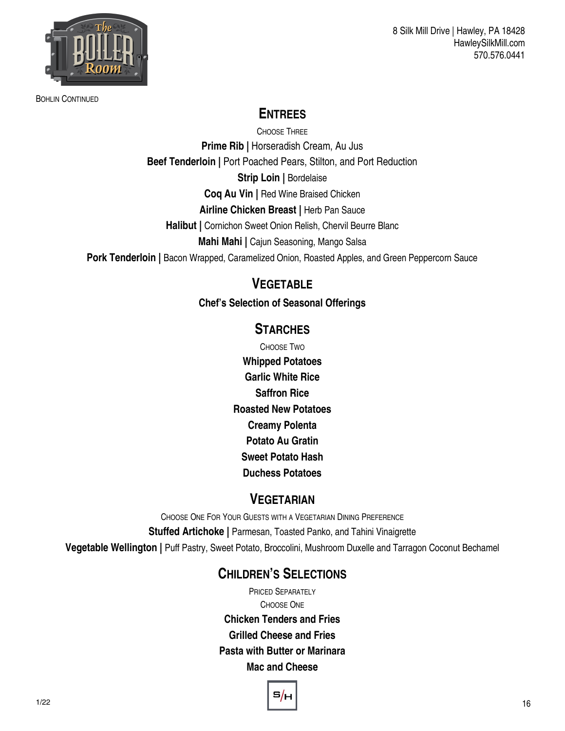8 Silk Mill Drive | Hawley, PA 18428
HawleySilkMill.com
570.576.0441

Bohlin Continued

## Entrees

Choose Three

**Prime Rib |** Horseradish Cream, Au Jus

**Beef Tenderloin |** Port Poached Pears, Stilton, and Port Reduction

**Strip Loin |** Bordelaise

**Coq Au Vin |** Red Wine Braised Chicken

**Airline Chicken Breast |** Herb Pan Sauce

**Halibut |** Cornichon Sweet Onion Relish, Chervil Beurre Blanc

**Mahi Mahi |** Cajun Seasoning, Mango Salsa

**Pork Tenderloin |** Bacon Wrapped, Caramelized Onion, Roasted Apples, and Green Peppercorn Sauce

## Vegetable

**Chef's Selection of Seasonal Offerings**

## Starches

Choose Two

**Whipped Potatoes**

**Garlic White Rice**

**Saffron Rice**

**Roasted New Potatoes**

**Creamy Polenta**

**Potato Au Gratin**

**Sweet Potato Hash**

**Duchess Potatoes**

## Vegetarian

Choose One For Your Guests with a Vegetarian Dining Preference

**Stuffed Artichoke |** Parmesan, Toasted Panko, and Tahini Vinaigrette

**Vegetable Wellington |** Puff Pastry, Sweet Potato, Broccolini, Mushroom Duxelle and Tarragon Coconut Bechamel

## Children's Selections

Priced Separately

Choose One

**Chicken Tenders and Fries**

**Grilled Cheese and Fries**

**Pasta with Butter or Marinara**

**Mac and Cheese**

1/22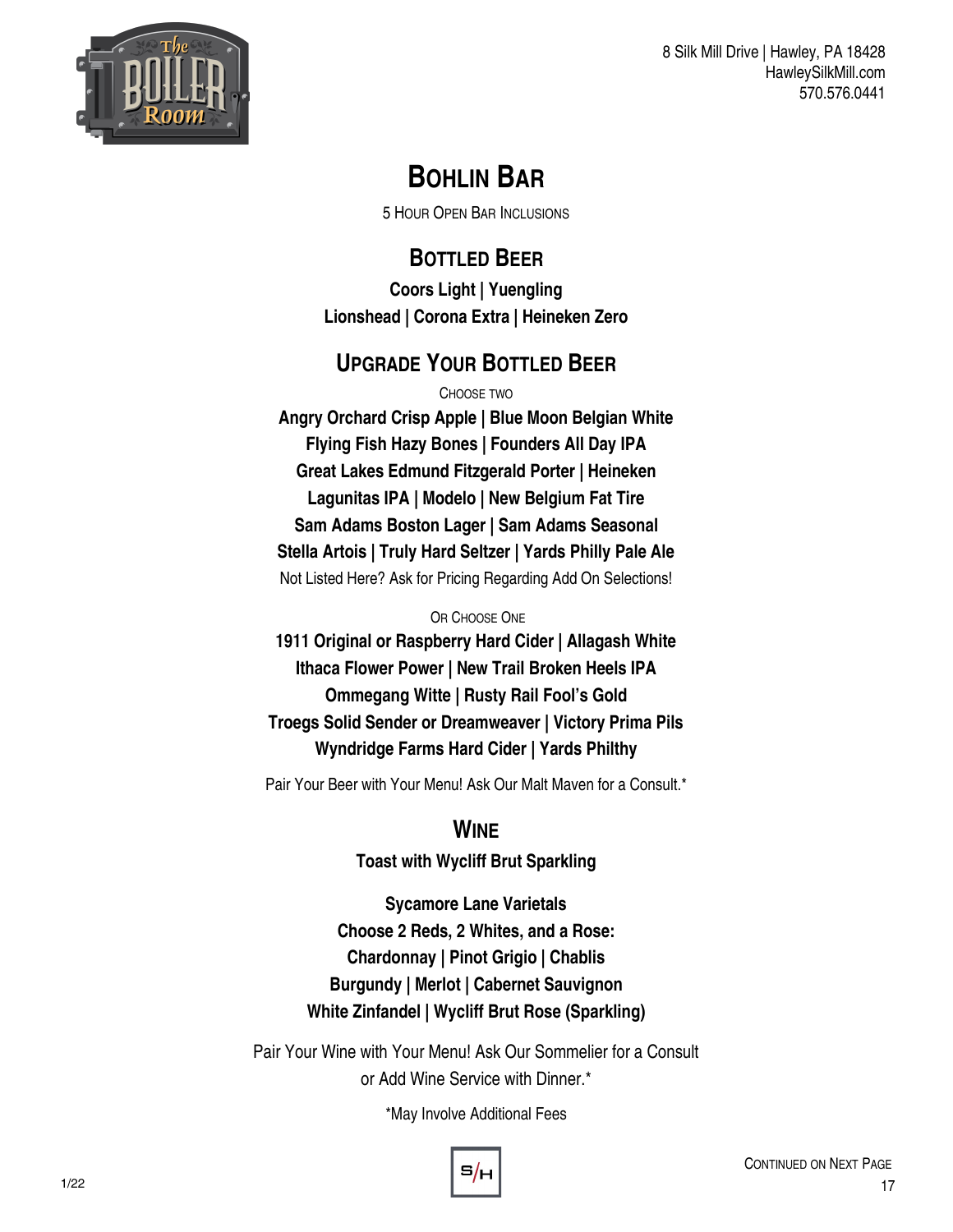8 Silk Mill Drive | Hawley, PA 18428
HawleySilkMill.com
570.576.0441

# Bohlin Bar

5 Hour Open Bar Inclusions

## Bottled Beer

**Coors Light | Yuengling**
**Lionshead | Corona Extra | Heineken Zero**

## Upgrade Your Bottled Beer

Choose two

**Angry Orchard Crisp Apple | Blue Moon Belgian White**
**Flying Fish Hazy Bones | Founders All Day IPA**
**Great Lakes Edmund Fitzgerald Porter | Heineken**
**Lagunitas IPA | Modelo | New Belgium Fat Tire**
**Sam Adams Boston Lager | Sam Adams Seasonal**
**Stella Artois | Truly Hard Seltzer | Yards Philly Pale Ale**

Not Listed Here? Ask for Pricing Regarding Add On Selections!

Or Choose One

**1911 Original or Raspberry Hard Cider | Allagash White**
**Ithaca Flower Power | New Trail Broken Heels IPA**
**Ommegang Witte | Rusty Rail Fool's Gold**
**Troegs Solid Sender or Dreamweaver | Victory Prima Pils**
**Wyndridge Farms Hard Cider | Yards Philthy**

Pair Your Beer with Your Menu! Ask Our Malt Maven for a Consult.*

## Wine

**Toast with Wycliff Brut Sparkling**

**Sycamore Lane Varietals**
**Choose 2 Reds, 2 Whites, and a Rose:**
**Chardonnay | Pinot Grigio | Chablis**
**Burgundy | Merlot | Cabernet Sauvignon**
**White Zinfandel | Wycliff Brut Rose (Sparkling)**

Pair Your Wine with Your Menu! Ask Our Sommelier for a Consult
or Add Wine Service with Dinner.*

*May Involve Additional Fees

Continued on Next Page

1/22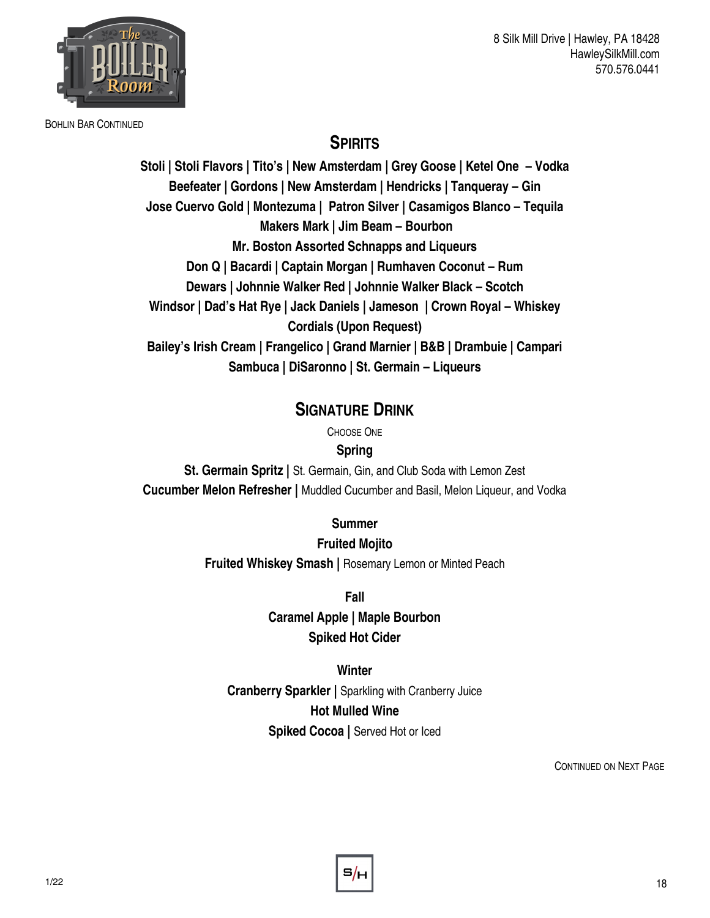Bohlin Bar Continued

## Spirits

**Stoli | Stoli Flavors | Tito's | New Amsterdam | Grey Goose | Ketel One – Vodka**

**Beefeater | Gordons | New Amsterdam | Hendricks | Tanqueray – Gin**

**Jose Cuervo Gold | Montezuma | Patron Silver | Casamigos Blanco – Tequila**

**Makers Mark | Jim Beam – Bourbon**

**Mr. Boston Assorted Schnapps and Liqueurs**

**Don Q | Bacardi | Captain Morgan | Rumhaven Coconut – Rum**

**Dewars | Johnnie Walker Red | Johnnie Walker Black – Scotch**

**Windsor | Dad's Hat Rye | Jack Daniels | Jameson | Crown Royal – Whiskey**

**Cordials (Upon Request)**

**Bailey's Irish Cream | Frangelico | Grand Marnier | B&B | Drambuie | Campari**

**Sambuca | DiSaronno | St. Germain – Liqueurs**

## Signature Drink

Choose One

**Spring**

**St. Germain Spritz |** St. Germain, Gin, and Club Soda with Lemon Zest

**Cucumber Melon Refresher |** Muddled Cucumber and Basil, Melon Liqueur, and Vodka

**Summer**

**Fruited Mojito**

**Fruited Whiskey Smash |** Rosemary Lemon or Minted Peach

**Fall**

**Caramel Apple | Maple Bourbon**

**Spiked Hot Cider**

**Winter**

**Cranberry Sparkler |** Sparkling with Cranberry Juice

**Hot Mulled Wine**

**Spiked Cocoa |** Served Hot or Iced

Continued on Next Page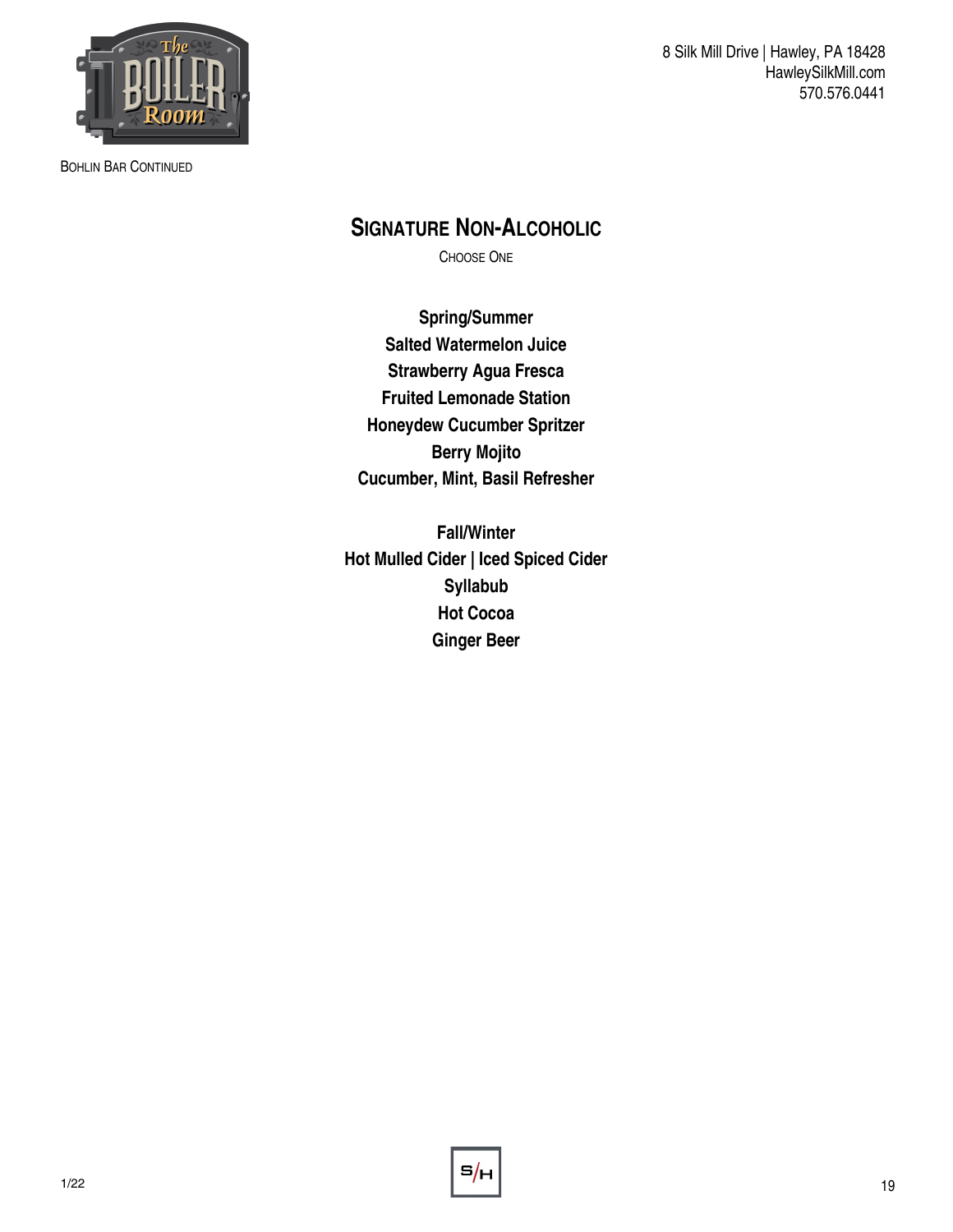BOHLIN BAR CONTINUED

## SIGNATURE NON-ALCOHOLIC

CHOOSE ONE

**Spring/Summer**
**Salted Watermelon Juice**
**Strawberry Agua Fresca**
**Fruited Lemonade Station**
**Honeydew Cucumber Spritzer**
**Berry Mojito**
**Cucumber, Mint, Basil Refresher**

**Fall/Winter**
**Hot Mulled Cider | Iced Spiced Cider**
**Syllabub**
**Hot Cocoa**
**Ginger Beer**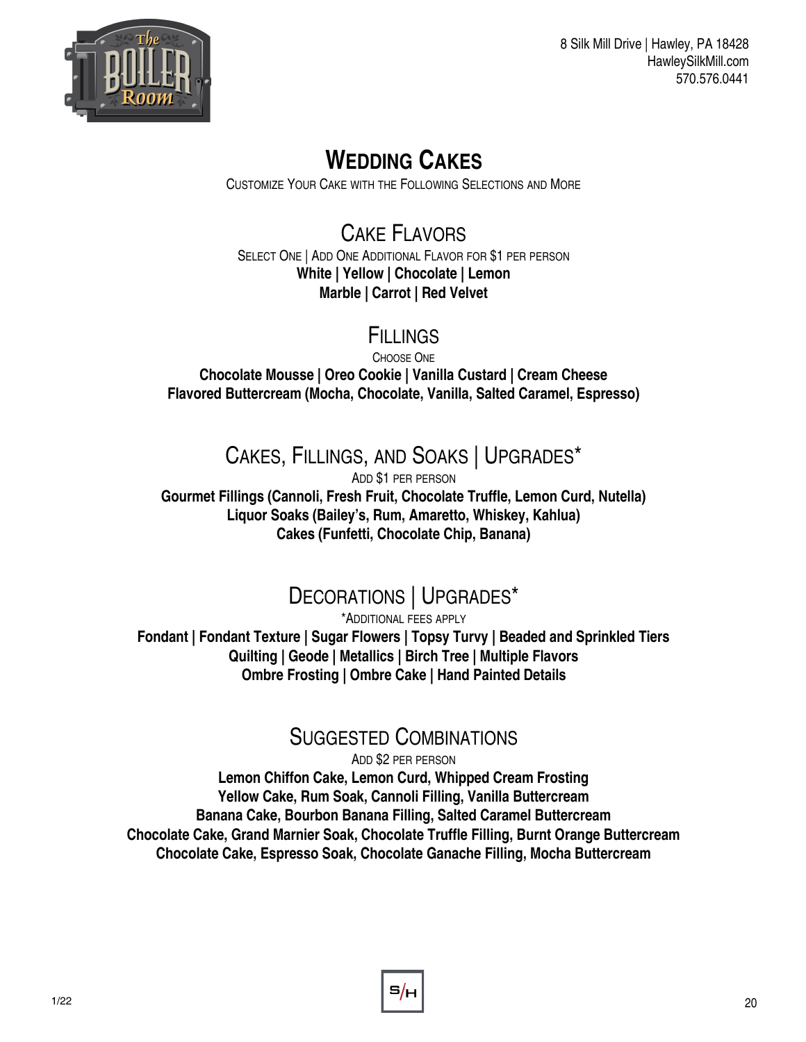8 Silk Mill Drive | Hawley, PA 18428
HawleySilkMill.com
570.576.0441

# Wedding Cakes

Customize Your Cake with the Following Selections and More

## Cake Flavors

Select One | Add One Additional Flavor for $1 per person

**White | Yellow | Chocolate | Lemon**
**Marble | Carrot | Red Velvet**

## Fillings

Choose One

**Chocolate Mousse | Oreo Cookie | Vanilla Custard | Cream Cheese**
**Flavored Buttercream (Mocha, Chocolate, Vanilla, Salted Caramel, Espresso)**

## Cakes, Fillings, and Soaks | Upgrades*

Add $1 per person

**Gourmet Fillings (Cannoli, Fresh Fruit, Chocolate Truffle, Lemon Curd, Nutella)**
**Liquor Soaks (Bailey's, Rum, Amaretto, Whiskey, Kahlua)**
**Cakes (Funfetti, Chocolate Chip, Banana)**

## Decorations | Upgrades*

*Additional fees apply

**Fondant | Fondant Texture | Sugar Flowers | Topsy Turvy | Beaded and Sprinkled Tiers**
**Quilting | Geode | Metallics | Birch Tree | Multiple Flavors**
**Ombre Frosting | Ombre Cake | Hand Painted Details**

## Suggested Combinations

Add $2 per person

**Lemon Chiffon Cake, Lemon Curd, Whipped Cream Frosting**
**Yellow Cake, Rum Soak, Cannoli Filling, Vanilla Buttercream**
**Banana Cake, Bourbon Banana Filling, Salted Caramel Buttercream**
**Chocolate Cake, Grand Marnier Soak, Chocolate Truffle Filling, Burnt Orange Buttercream**
**Chocolate Cake, Espresso Soak, Chocolate Ganache Filling, Mocha Buttercream**

1/22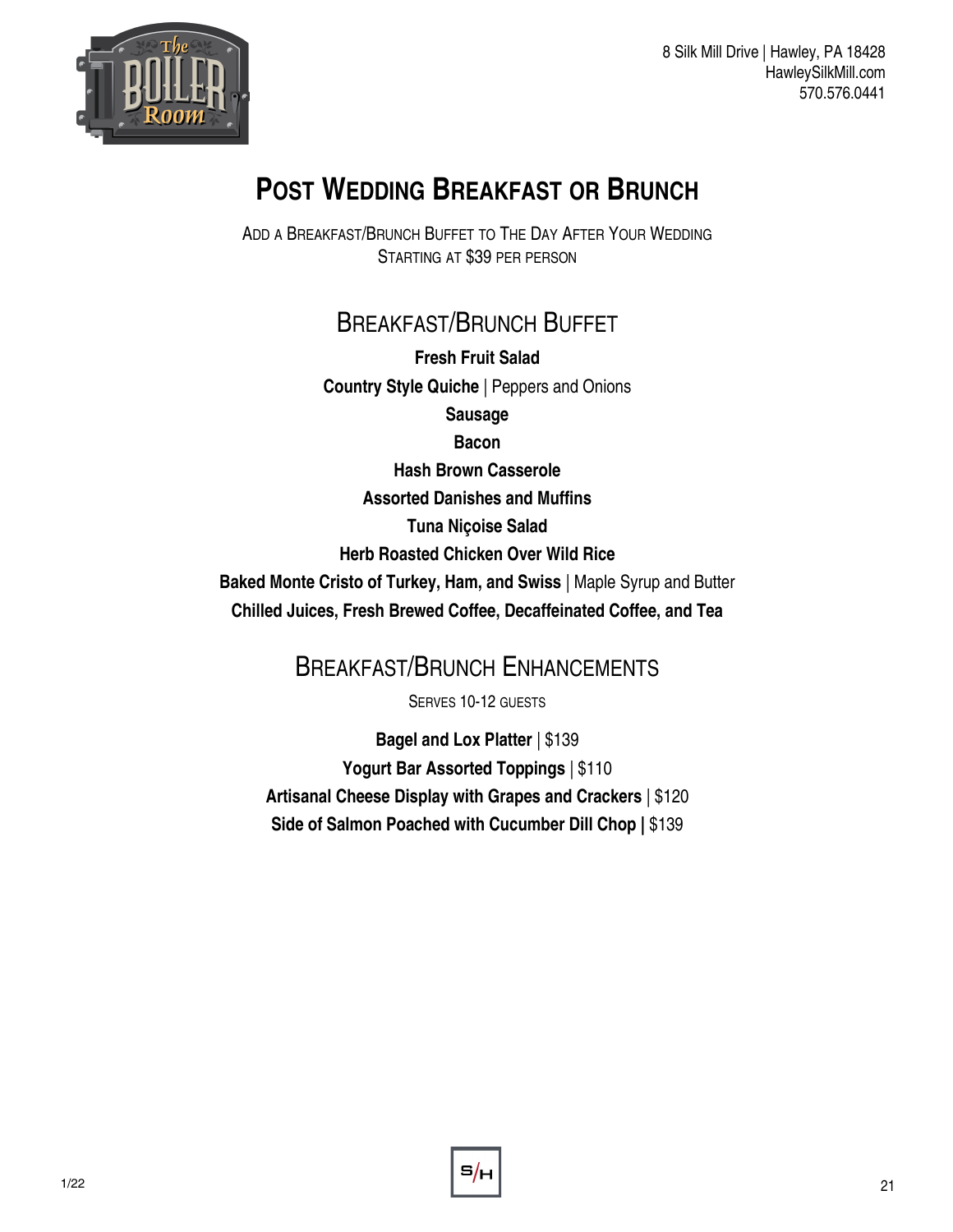8 Silk Mill Drive | Hawley, PA 18428
HawleySilkMill.com
570.576.0441

# Post Wedding Breakfast or Brunch

Add a Breakfast/Brunch Buffet to The Day After Your Wedding
Starting at $39 per person

## Breakfast/Brunch Buffet

**Fresh Fruit Salad**

**Country Style Quiche** | Peppers and Onions

**Sausage**

**Bacon**

**Hash Brown Casserole**

**Assorted Danishes and Muffins**

**Tuna Niçoise Salad**

**Herb Roasted Chicken Over Wild Rice**

**Baked Monte Cristo of Turkey, Ham, and Swiss** | Maple Syrup and Butter

**Chilled Juices, Fresh Brewed Coffee, Decaffeinated Coffee, and Tea**

## Breakfast/Brunch Enhancements

Serves 10-12 guests

**Bagel and Lox Platter** | $139

**Yogurt Bar Assorted Toppings** | $110

**Artisanal Cheese Display with Grapes and Crackers** | $120

**Side of Salmon Poached with Cucumber Dill Chop |** $139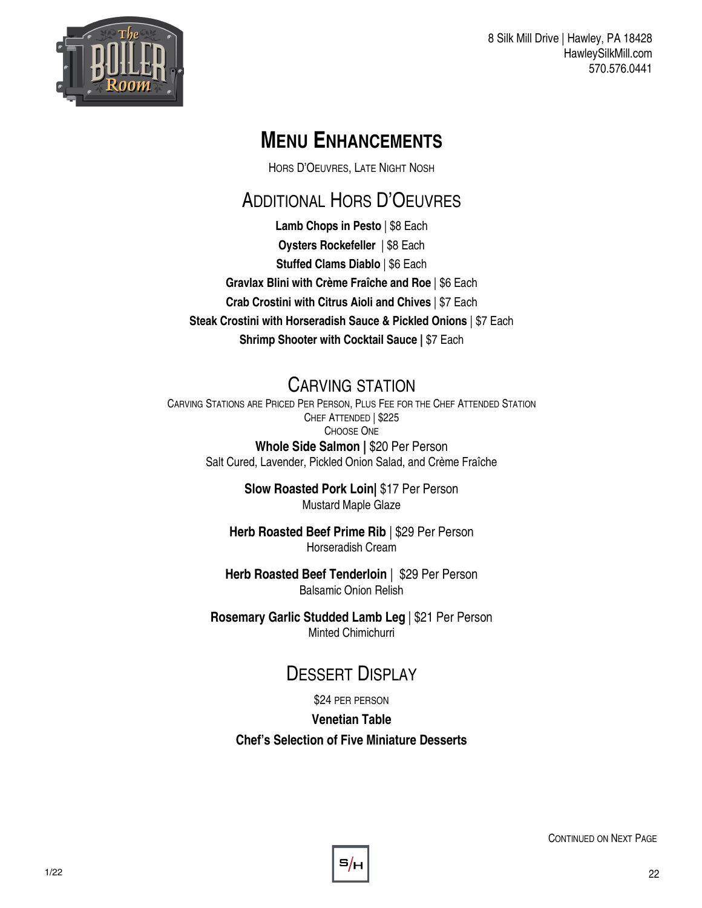8 Silk Mill Drive | Hawley, PA 18428
HawleySilkMill.com
570.576.0441

# MENU ENHANCEMENTS

HORS D'OEUVRES, LATE NIGHT NOSH

## ADDITIONAL HORS D'OEUVRES

**Lamb Chops in Pesto** | $8 Each
**Oysters Rockefeller** | $8 Each
**Stuffed Clams Diablo** | $6 Each
**Gravlax Blini with Crème Fraîche and Roe** | $6 Each
**Crab Crostini with Citrus Aioli and Chives** | $7 Each
**Steak Crostini with Horseradish Sauce & Pickled Onions** | $7 Each
**Shrimp Shooter with Cocktail Sauce |** $7 Each

## CARVING STATION

CARVING STATIONS ARE PRICED PER PERSON, PLUS FEE FOR THE CHEF ATTENDED STATION
CHEF ATTENDED | $225
CHOOSE ONE

**Whole Side Salmon |** $20 Per Person
Salt Cured, Lavender, Pickled Onion Salad, and Crème Fraîche

**Slow Roasted Pork Loin|** $17 Per Person
Mustard Maple Glaze

**Herb Roasted Beef Prime Rib** | $29 Per Person
Horseradish Cream

**Herb Roasted Beef Tenderloin** | $29 Per Person
Balsamic Onion Relish

**Rosemary Garlic Studded Lamb Leg** | $21 Per Person
Minted Chimichurri

## DESSERT DISPLAY

$24 PER PERSON

**Venetian Table**

**Chef's Selection of Five Miniature Desserts**

CONTINUED ON NEXT PAGE

1/22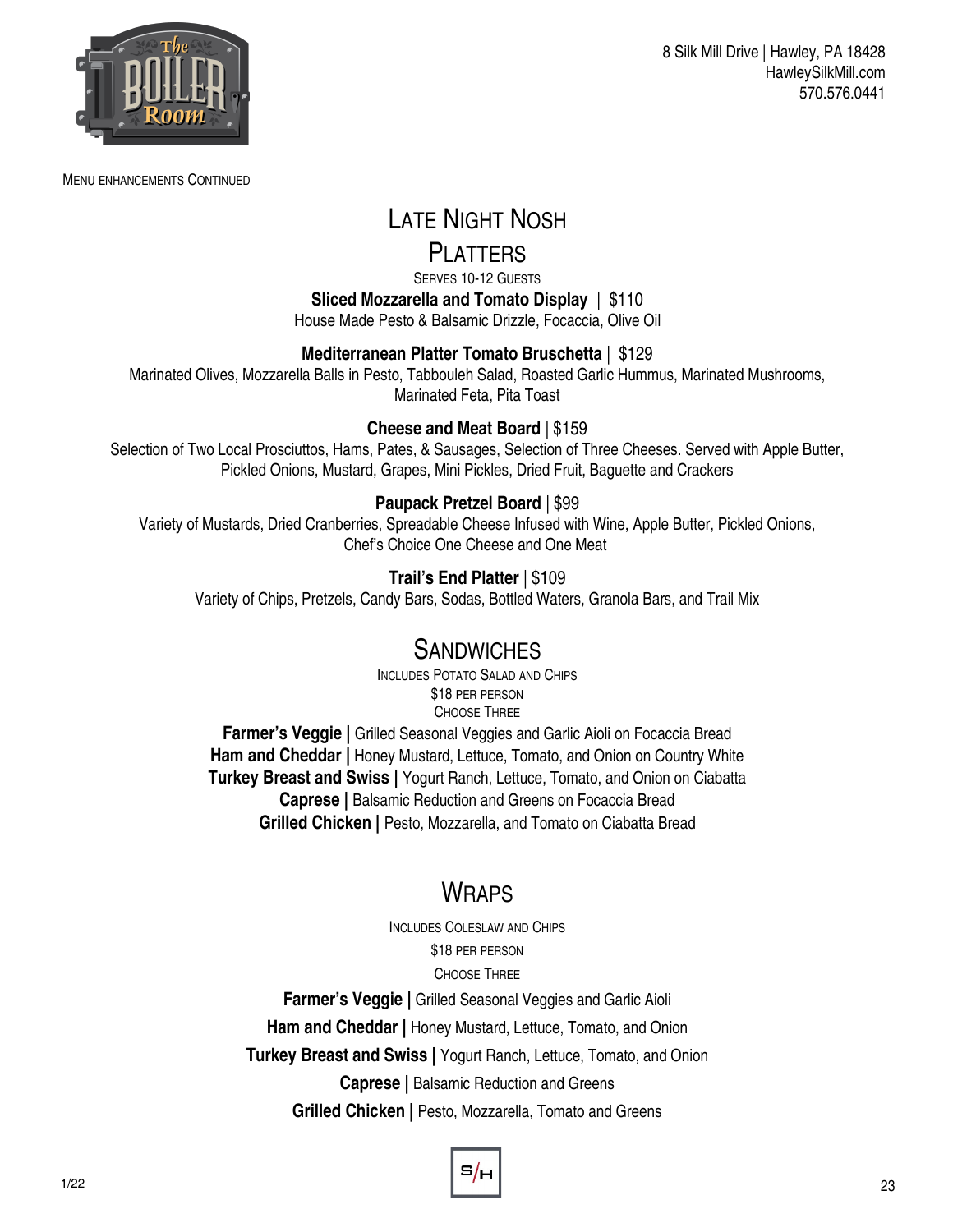8 Silk Mill Drive | Hawley, PA 18428
HawleySilkMill.com
570.576.0441

Menu Enhancements Continued

# Late Night Nosh

## Platters

Serves 10-12 Guests

**Sliced Mozzarella and Tomato Display** | $110
House Made Pesto & Balsamic Drizzle, Focaccia, Olive Oil

**Mediterranean Platter Tomato Bruschetta** | $129
Marinated Olives, Mozzarella Balls in Pesto, Tabbouleh Salad, Roasted Garlic Hummus, Marinated Mushrooms, Marinated Feta, Pita Toast

**Cheese and Meat Board** | $159
Selection of Two Local Prosciuttos, Hams, Pates, & Sausages, Selection of Three Cheeses. Served with Apple Butter, Pickled Onions, Mustard, Grapes, Mini Pickles, Dried Fruit, Baguette and Crackers

**Paupack Pretzel Board** | $99
Variety of Mustards, Dried Cranberries, Spreadable Cheese Infused with Wine, Apple Butter, Pickled Onions, Chef's Choice One Cheese and One Meat

**Trail's End Platter** | $109
Variety of Chips, Pretzels, Candy Bars, Sodas, Bottled Waters, Granola Bars, and Trail Mix

## Sandwiches

Includes Potato Salad and Chips
$18 per person
Choose Three

**Farmer's Veggie |** Grilled Seasonal Veggies and Garlic Aioli on Focaccia Bread
**Ham and Cheddar |** Honey Mustard, Lettuce, Tomato, and Onion on Country White
**Turkey Breast and Swiss |** Yogurt Ranch, Lettuce, Tomato, and Onion on Ciabatta
**Caprese |** Balsamic Reduction and Greens on Focaccia Bread
**Grilled Chicken |** Pesto, Mozzarella, and Tomato on Ciabatta Bread

## Wraps

Includes Coleslaw and Chips
$18 per person
Choose Three

**Farmer's Veggie |** Grilled Seasonal Veggies and Garlic Aioli
**Ham and Cheddar |** Honey Mustard, Lettuce, Tomato, and Onion
**Turkey Breast and Swiss |** Yogurt Ranch, Lettuce, Tomato, and Onion
**Caprese |** Balsamic Reduction and Greens
**Grilled Chicken |** Pesto, Mozzarella, Tomato and Greens

1/22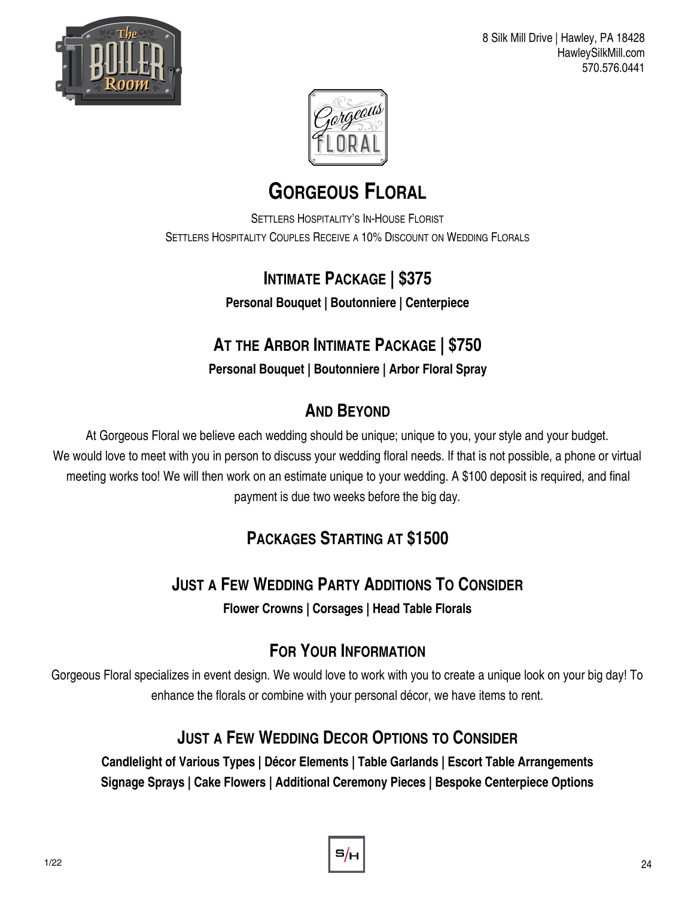8 Silk Mill Drive | Hawley, PA 18428
HawleySilkMill.com
570.576.0441

# Gorgeous Floral

Settlers Hospitality's In-House Florist
Settlers Hospitality Couples Receive a 10% Discount on Wedding Florals

## Intimate Package | $375

**Personal Bouquet | Boutonniere | Centerpiece**

## At the Arbor Intimate Package | $750

**Personal Bouquet | Boutonniere | Arbor Floral Spray**

## And Beyond

At Gorgeous Floral we believe each wedding should be unique; unique to you, your style and your budget. We would love to meet with you in person to discuss your wedding floral needs. If that is not possible, a phone or virtual meeting works too! We will then work on an estimate unique to your wedding. A $100 deposit is required, and final payment is due two weeks before the big day.

## Packages Starting at $1500

## Just a Few Wedding Party Additions To Consider

**Flower Crowns | Corsages | Head Table Florals**

## For Your Information

Gorgeous Floral specializes in event design. We would love to work with you to create a unique look on your big day! To enhance the florals or combine with your personal décor, we have items to rent.

## Just a Few Wedding Decor Options to Consider

**Candlelight of Various Types | Décor Elements | Table Garlands | Escort Table Arrangements**
**Signage Sprays | Cake Flowers | Additional Ceremony Pieces | Bespoke Centerpiece Options**

1/22